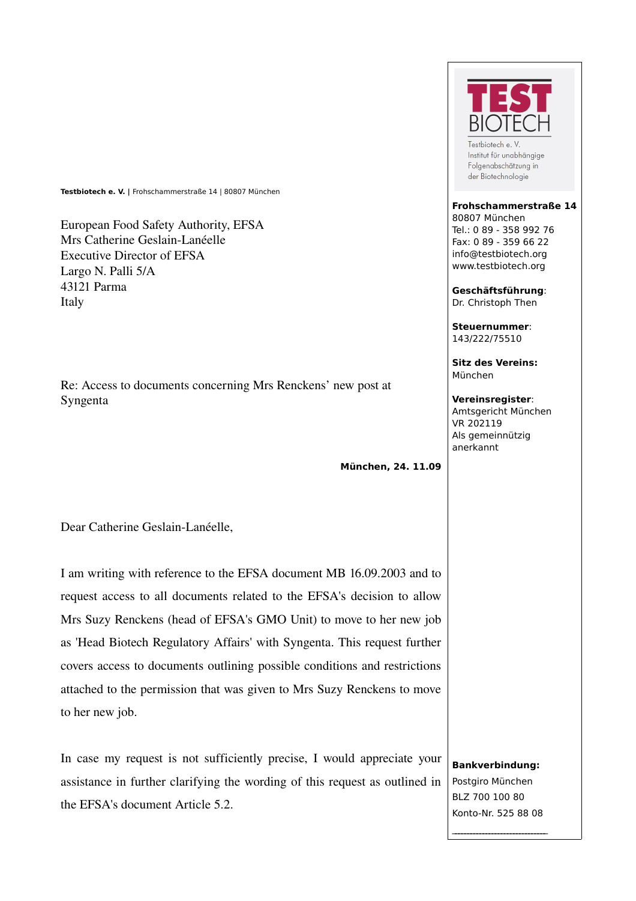**TEST BIOTECH**

Testbiotech e. V.
Institut für unabhängige Folgenabschätzung in der Biotechnologie

**Frohschammerstraße 14**
80807 München
Tel.: 0 89 - 358 992 76
Fax: 0 89 - 359 66 22
info@testbiotech.org
www.testbiotech.org

**Geschäftsführung**:
Dr. Christoph Then

**Steuernummer**:
143/222/75510

**Sitz des Vereins:**
München

**Vereinsregister**:
Amtsgericht München
VR 202119
Als gemeinnützig anerkannt

**Bankverbindung:**
Postgiro München
BLZ 700 100 80
Konto-Nr. 525 88 08

**Testbiotech e. V.** | Frohschammerstraße 14 | 80807 München

European Food Safety Authority, EFSA
Mrs Catherine Geslain-Lanéelle
Executive Director of EFSA
Largo N. Palli 5/A
43121 Parma
Italy

Re: Access to documents concerning Mrs Renckens' new post at Syngenta

**München, 24. 11.09**

Dear Catherine Geslain-Lanéelle,

I am writing with reference to the EFSA document MB 16.09.2003 and to request access to all documents related to the EFSA's decision to allow Mrs Suzy Renckens (head of EFSA's GMO Unit) to move to her new job as 'Head Biotech Regulatory Affairs' with Syngenta. This request further covers access to documents outlining possible conditions and restrictions attached to the permission that was given to Mrs Suzy Renckens to move to her new job.

In case my request is not sufficiently precise, I would appreciate your assistance in further clarifying the wording of this request as outlined in the EFSA's document Article 5.2.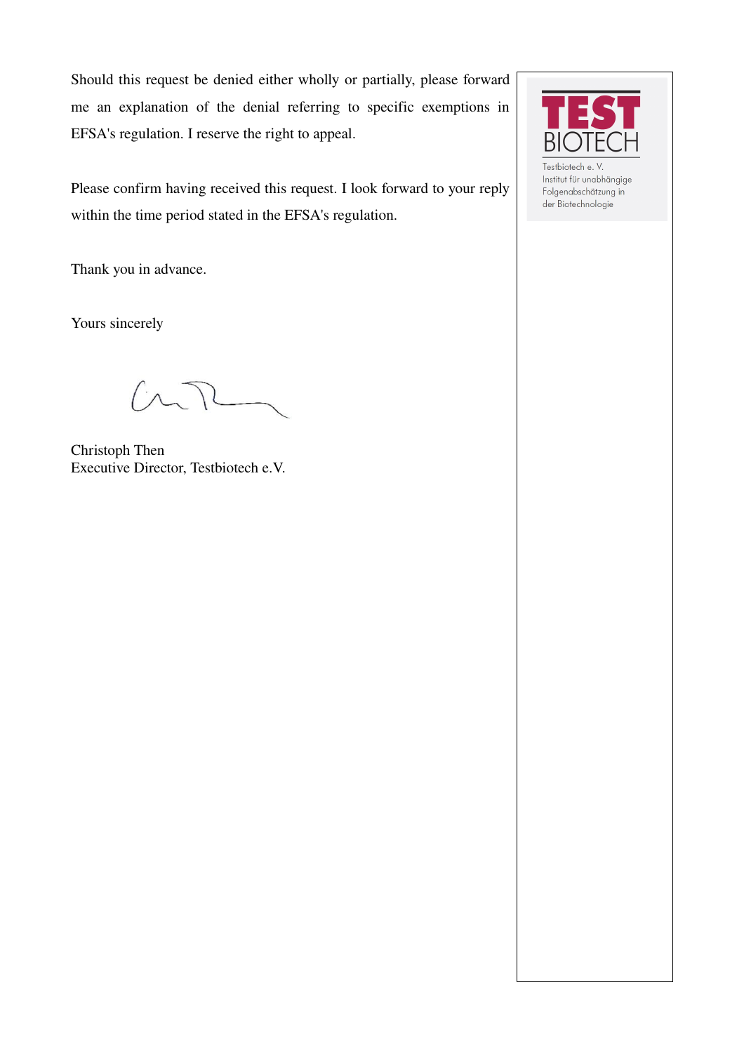Should this request be denied either wholly or partially, please forward me an explanation of the denial referring to specific exemptions in EFSA's regulation. I reserve the right to appeal.

Please confirm having received this request. I look forward to your reply within the time period stated in the EFSA's regulation.

Thank you in advance.

Yours sincerely

Christoph Then
Executive Director, Testbiotech e.V.

TEST BIOTECH

Testbiotech e. V.
Institut für unabhängige Folgenabschätzung in der Biotechnologie